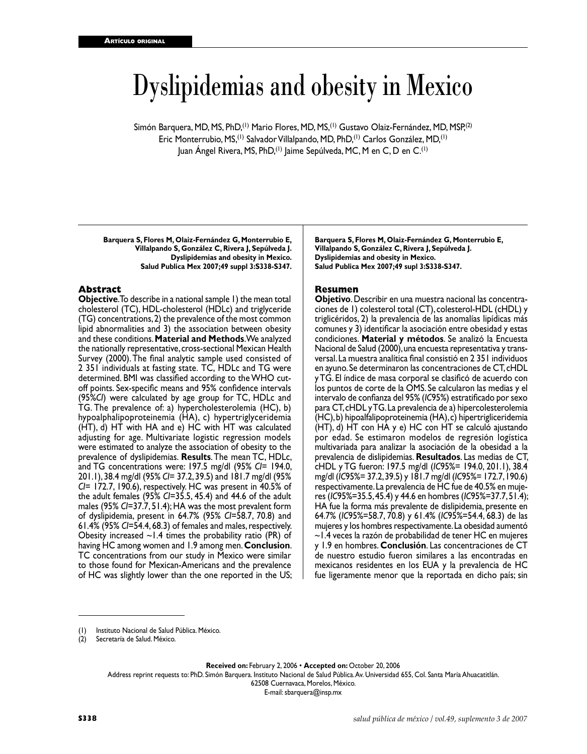Artículo original

# Dyslipidemias and obesity in Mexico

Simón Barquera, MD, MS, PhD,[1] Mario Flores, MD, MS,[1] Gustavo Olaiz-Fernández, MD, MSP,[2] Eric Monterrubio, MS,[1] Salvador Villalpando, MD, PhD,[1] Carlos González, MD,[1] Juan Ángel Rivera, MS, PhD,[1] Jaime Sepúlveda, MC, M en C, D en C.[1]

**Barquera S, Flores M, Olaiz-Fernández G, Monterrubio E, Villalpando S, González C, Rivera J, Sepúlveda J. Dyslipidemias and obesity in Mexico. Salud Publica Mex 2007;49 suppl 3:S338-S347.**

## Abstract

**Objective**. To describe in a national sample 1) the mean total cholesterol (TC), HDL-cholesterol (HDLc) and triglyceride (TG) concentrations, 2) the prevalence of the most common lipid abnormalities and 3) the association between obesity and these conditions. **Material and Methods**. We analyzed the nationally representative, cross-sectional Mexican Health Survey (2000). The final analytic sample used consisted of 2 351 individuals at fasting state. TC, HDLc and TG were determined. BMI was classified according to the WHO cut-off points. Sex-specific means and 95% confidence intervals (95%*CI*) were calculated by age group for TC, HDLc and TG. The prevalence of: a) hypercholesterolemia (HC), b) hypoalphalipoproteinemia (HA), c) hypertriglyceridemia (HT), d) HT with HA and e) HC with HT was calculated adjusting for age. Multivariate logistic regression models were estimated to analyze the association of obesity to the prevalence of dyslipidemias. **Results**. The mean TC, HDLc, and TG concentrations were: 197.5 mg/dl (95% *CI*= 194.0, 201.1), 38.4 mg/dl (95% *CI*= 37.2, 39.5) and 181.7 mg/dl (95% *CI*= 172.7, 190.6), respectively. HC was present in 40.5% of the adult females (95% *CI*=35.5, 45.4) and 44.6 of the adult males (95% *CI*=37.7, 51.4); HA was the most prevalent form of dyslipidemia, present in 64.7% (95% *CI*=58.7, 70.8) and 61.4% (95% *CI*=54.4, 68.3) of females and males, respectively. Obesity increased ~1.4 times the probability ratio (PR) of having HC among women and 1.9 among men. **Conclusion**. TC concentrations from our study in Mexico were similar to those found for Mexican-Americans and the prevalence of HC was slightly lower than the one reported in the US;

**Barquera S, Flores M, Olaiz-Fernández G, Monterrubio E, Villalpando S, González C, Rivera J, Sepúlveda J. Dyslipidemias and obesity in Mexico. Salud Publica Mex 2007;49 supl 3:S338-S347.**

## Resumen

**Objetivo**. Describir en una muestra nacional las concentraciones de 1) colesterol total (CT), colesterol-HDL (cHDL) y triglicéridos, 2) la prevalencia de las anomalías lipídicas más comunes y 3) identificar la asociación entre obesidad y estas condiciones. **Material y métodos**. Se analizó la Encuesta Nacional de Salud (2000), una encuesta representativa y transversal. La muestra analítica final consistió en 2 351 individuos en ayuno. Se determinaron las concentraciones de CT, cHDL y TG. El índice de masa corporal se clasificó de acuerdo con los puntos de corte de la OMS. Se calcularon las medias y el intervalo de confianza del 95% (*IC*95%) estratificado por sexo para CT, cHDL y TG. La prevalencia de a) hipercolesterolemia (HC), b) hipoalfalipoproteinemia (HA), c) hipertrigliceridemia (HT), d) HT con HA y e) HC con HT se calculó ajustando por edad. Se estimaron modelos de regresión logística multivariada para analizar la asociación de la obesidad a la prevalencia de dislipidemias. **Resultados**. Las medias de CT, cHDL y TG fueron: 197.5 mg/dl (*IC*95%= 194.0, 201.1), 38.4 mg/dl (*IC*95%= 37.2, 39.5) y 181.7 mg/dl (*IC*95%= 172.7, 190.6) respectivamente. La prevalencia de HC fue de 40.5% en mujeres (*IC*95%=35.5, 45.4) y 44.6 en hombres (*IC*95%=37.7, 51.4); HA fue la forma más prevalente de dislipidemia, presente en 64.7% (*IC*95%=58.7, 70.8) y 61.4% (*IC*95%=54.4, 68.3) de las mujeres y los hombres respectivamente. La obesidad aumentó ~1.4 veces la razón de probabilidad de tener HC en mujeres y 1.9 en hombres. **Conclusión**. Las concentraciones de CT de nuestro estudio fueron similares a las encontradas en mexicanos residentes en los EUA y la prevalencia de HC fue ligeramente menor que la reportada en dicho país; sin

(1) Instituto Nacional de Salud Pública. México.
(2) Secretaría de Salud. México.

**Received on:** February 2, 2006 • **Accepted on:** October 20, 2006

Address reprint requests to: PhD. Simón Barquera. Instituto Nacional de Salud Pública. Av. Universidad 655, Col. Santa María Ahuacatitlán. 62508 Cuernavaca, Morelos, México.

E-mail: sbarquera@insp.mx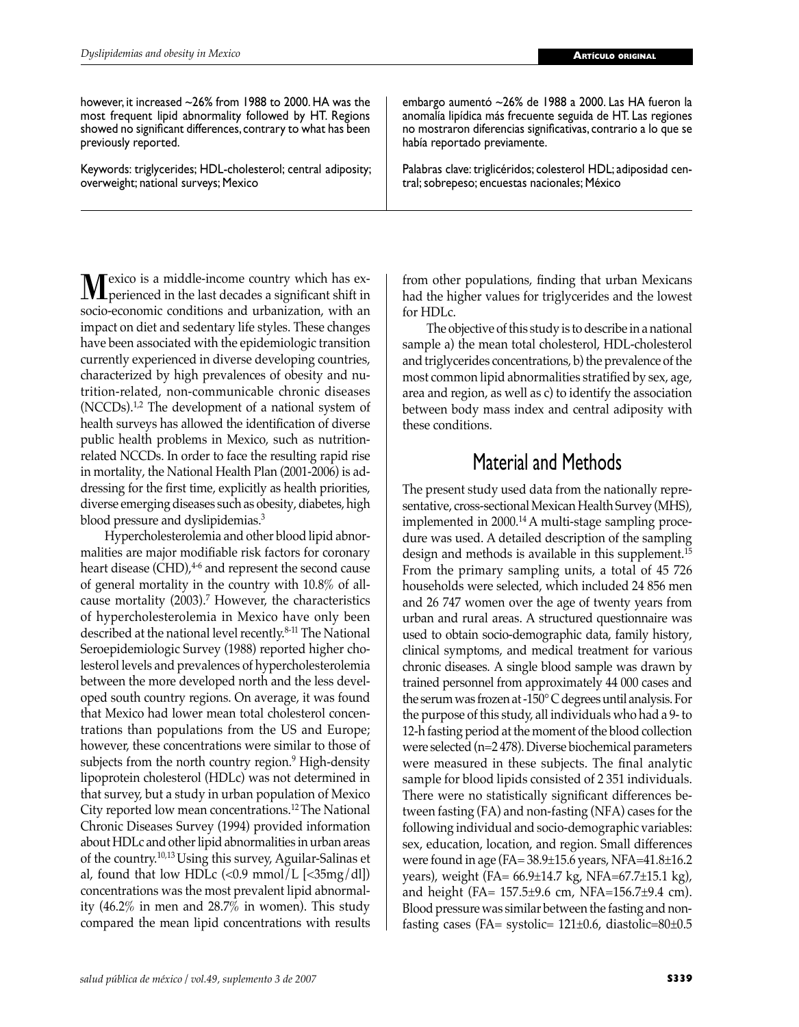however, it increased ~26% from 1988 to 2000. HA was the most frequent lipid abnormality followed by HT. Regions showed no significant differences, contrary to what has been previously reported.

Keywords: triglycerides; HDL-cholesterol; central adiposity; overweight; national surveys; Mexico

embargo aumentó ~26% de 1988 a 2000. Las HA fueron la anomalía lipídica más frecuente seguida de HT. Las regiones no mostraron diferencias significativas, contrario a lo que se había reportado previamente.

Palabras clave: triglicéridos; colesterol HDL; adiposidad central; sobrepeso; encuestas nacionales; México

Mexico is a middle-income country which has experienced in the last decades a significant shift in socio-economic conditions and urbanization, with an impact on diet and sedentary life styles. These changes have been associated with the epidemiologic transition currently experienced in diverse developing countries, characterized by high prevalences of obesity and nutrition-related, non-communicable chronic diseases (NCCDs).[1,2] The development of a national system of health surveys has allowed the identification of diverse public health problems in Mexico, such as nutrition-related NCCDs. In order to face the resulting rapid rise in mortality, the National Health Plan (2001-2006) is addressing for the first time, explicitly as health priorities, diverse emerging diseases such as obesity, diabetes, high blood pressure and dyslipidemias.[3]

Hypercholesterolemia and other blood lipid abnormalities are major modifiable risk factors for coronary heart disease (CHD),[4-6] and represent the second cause of general mortality in the country with 10.8% of all-cause mortality (2003).[7] However, the characteristics of hypercholesterolemia in Mexico have only been described at the national level recently.[8-11] The National Seroepidemiologic Survey (1988) reported higher cholesterol levels and prevalences of hypercholesterolemia between the more developed north and the less developed south country regions. On average, it was found that Mexico had lower mean total cholesterol concentrations than populations from the US and Europe; however, these concentrations were similar to those of subjects from the north country region.[9] High-density lipoprotein cholesterol (HDLc) was not determined in that survey, but a study in urban population of Mexico City reported low mean concentrations.[12] The National Chronic Diseases Survey (1994) provided information about HDLc and other lipid abnormalities in urban areas of the country.[10,13] Using this survey, Aguilar-Salinas et al, found that low HDLc (<0.9 mmol/L [<35mg/dl]) concentrations was the most prevalent lipid abnormality (46.2% in men and 28.7% in women). This study compared the mean lipid concentrations with results from other populations, finding that urban Mexicans had the higher values for triglycerides and the lowest for HDLc.

The objective of this study is to describe in a national sample a) the mean total cholesterol, HDL-cholesterol and triglycerides concentrations, b) the prevalence of the most common lipid abnormalities stratified by sex, age, area and region, as well as c) to identify the association between body mass index and central adiposity with these conditions.

## Material and Methods

The present study used data from the nationally representative, cross-sectional Mexican Health Survey (MHS), implemented in 2000.[14] A multi-stage sampling procedure was used. A detailed description of the sampling design and methods is available in this supplement.[15] From the primary sampling units, a total of 45 726 households were selected, which included 24 856 men and 26 747 women over the age of twenty years from urban and rural areas. A structured questionnaire was used to obtain socio-demographic data, family history, clinical symptoms, and medical treatment for various chronic diseases. A single blood sample was drawn by trained personnel from approximately 44 000 cases and the serum was frozen at -150° C degrees until analysis. For the purpose of this study, all individuals who had a 9- to 12-h fasting period at the moment of the blood collection were selected (n=2 478). Diverse biochemical parameters were measured in these subjects. The final analytic sample for blood lipids consisted of 2 351 individuals. There were no statistically significant differences between fasting (FA) and non-fasting (NFA) cases for the following individual and socio-demographic variables: sex, education, location, and region. Small differences were found in age (FA= 38.9±15.6 years, NFA=41.8±16.2 years), weight (FA= 66.9±14.7 kg, NFA=67.7±15.1 kg), and height (FA= 157.5±9.6 cm, NFA=156.7±9.4 cm). Blood pressure was similar between the fasting and non-fasting cases (FA= systolic= 121±0.6, diastolic=80±0.5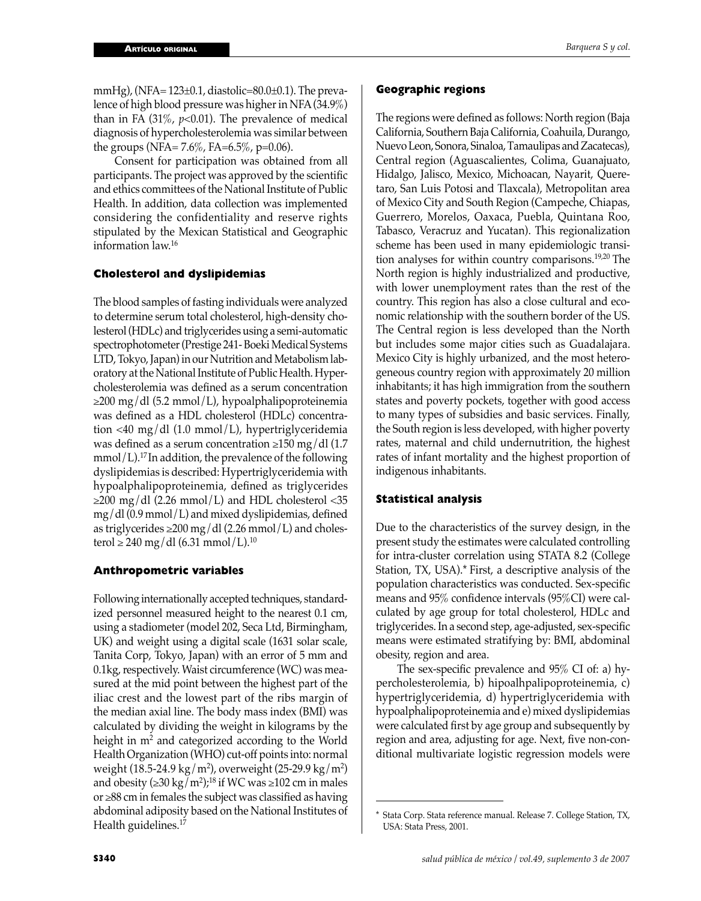mmHg), (NFA= 123±0.1, diastolic=80.0±0.1). The prevalence of high blood pressure was higher in NFA (34.9%) than in FA (31%, $p<0.01$). The prevalence of medical diagnosis of hypercholesterolemia was similar between the groups (NFA= 7.6%, FA=6.5%, p=0.06).

Consent for participation was obtained from all participants. The project was approved by the scientific and ethics committees of the National Institute of Public Health. In addition, data collection was implemented considering the confidentiality and reserve rights stipulated by the Mexican Statistical and Geographic information law.[16]

### Cholesterol and dyslipidemias

The blood samples of fasting individuals were analyzed to determine serum total cholesterol, high-density cholesterol (HDLc) and triglycerides using a semi-automatic spectrophotometer (Prestige 241- Boeki Medical Systems LTD, Tokyo, Japan) in our Nutrition and Metabolism laboratory at the National Institute of Public Health. Hypercholesterolemia was defined as a serum concentration ≥200 mg/dl (5.2 mmol/L), hypoalphalipoproteinemia was defined as a HDL cholesterol (HDLc) concentration <40 mg/dl (1.0 mmol/L), hypertriglyceridemia was defined as a serum concentration ≥150 mg/dl (1.7 mmol/L).[17] In addition, the prevalence of the following dyslipidemias is described: Hypertriglyceridemia with hypoalphalipoproteinemia, defined as triglycerides ≥200 mg/dl (2.26 mmol/L) and HDL cholesterol <35 mg/dl (0.9 mmol/L) and mixed dyslipidemias, defined as triglycerides ≥200 mg/dl (2.26 mmol/L) and cholesterol ≥ 240 mg/dl (6.31 mmol/L).[10]

### Anthropometric variables

Following internationally accepted techniques, standardized personnel measured height to the nearest 0.1 cm, using a stadiometer (model 202, Seca Ltd, Birmingham, UK) and weight using a digital scale (1631 solar scale, Tanita Corp, Tokyo, Japan) with an error of 5 mm and 0.1kg, respectively. Waist circumference (WC) was measured at the mid point between the highest part of the iliac crest and the lowest part of the ribs margin of the median axial line. The body mass index (BMI) was calculated by dividing the weight in kilograms by the height in $m^2$ and categorized according to the World Health Organization (WHO) cut-off points into: normal weight (18.5-24.9 $kg/m^2$), overweight (25-29.9 $kg/m^2$) and obesity (≥30 $kg/m^2$);[18] if WC was ≥102 cm in males or ≥88 cm in females the subject was classified as having abdominal adiposity based on the National Institutes of Health guidelines.[17]

### Geographic regions

The regions were defined as follows: North region (Baja California, Southern Baja California, Coahuila, Durango, Nuevo Leon, Sonora, Sinaloa, Tamaulipas and Zacatecas), Central region (Aguascalientes, Colima, Guanajuato, Hidalgo, Jalisco, Mexico, Michoacan, Nayarit, Queretaro, San Luis Potosi and Tlaxcala), Metropolitan area of Mexico City and South Region (Campeche, Chiapas, Guerrero, Morelos, Oaxaca, Puebla, Quintana Roo, Tabasco, Veracruz and Yucatan). This regionalization scheme has been used in many epidemiologic transition analyses for within country comparisons.[19,20] The North region is highly industrialized and productive, with lower unemployment rates than the rest of the country. This region has also a close cultural and economic relationship with the southern border of the US. The Central region is less developed than the North but includes some major cities such as Guadalajara. Mexico City is highly urbanized, and the most heterogeneous country region with approximately 20 million inhabitants; it has high immigration from the southern states and poverty pockets, together with good access to many types of subsidies and basic services. Finally, the South region is less developed, with higher poverty rates, maternal and child undernutrition, the highest rates of infant mortality and the highest proportion of indigenous inhabitants.

### Statistical analysis

Due to the characteristics of the survey design, in the present study the estimates were calculated controlling for intra-cluster correlation using STATA 8.2 (College Station, TX, USA).* First, a descriptive analysis of the population characteristics was conducted. Sex-specific means and 95% confidence intervals (95%CI) were calculated by age group for total cholesterol, HDLc and triglycerides. In a second step, age-adjusted, sex-specific means were estimated stratifying by: BMI, abdominal obesity, region and area.

The sex-specific prevalence and 95% CI of: a) hypercholesterolemia, b) hipoalhpalipoproteinemia, c) hypertriglyceridemia, d) hypertriglyceridemia with hypoalphalipoproteinemia and e) mixed dyslipidemias were calculated first by age group and subsequently by region and area, adjusting for age. Next, five non-conditional multivariate logistic regression models were

\* Stata Corp. Stata reference manual. Release 7. College Station, TX, USA: Stata Press, 2001.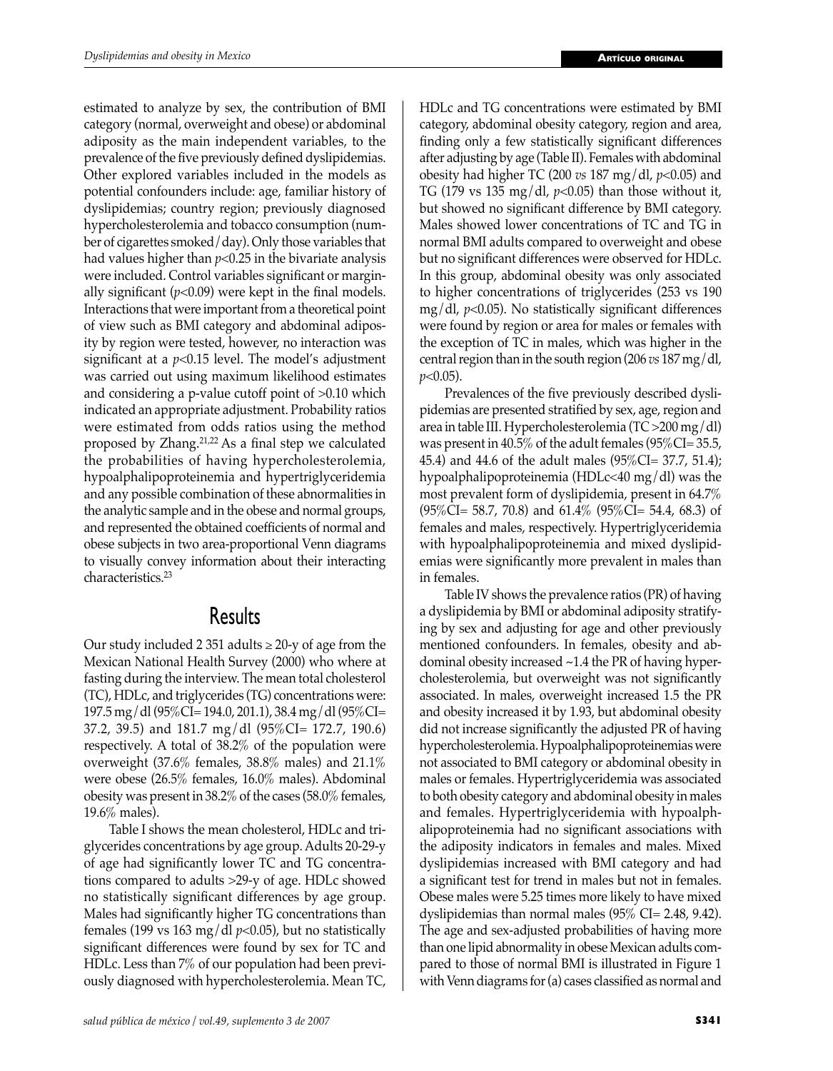estimated to analyze by sex, the contribution of BMI category (normal, overweight and obese) or abdominal adiposity as the main independent variables, to the prevalence of the five previously defined dyslipidemias. Other explored variables included in the models as potential confounders include: age, familiar history of dyslipidemias; country region; previously diagnosed hypercholesterolemia and tobacco consumption (number of cigarettes smoked/day). Only those variables that had values higher than $p<0.25$ in the bivariate analysis were included. Control variables significant or marginally significant ($p<0.09$) were kept in the final models. Interactions that were important from a theoretical point of view such as BMI category and abdominal adiposity by region were tested, however, no interaction was significant at a $p<0.15$ level. The model's adjustment was carried out using maximum likelihood estimates and considering a p-value cutoff point of >0.10 which indicated an appropriate adjustment. Probability ratios were estimated from odds ratios using the method proposed by Zhang.[21,22] As a final step we calculated the probabilities of having hypercholesterolemia, hypoalphalipoproteinemia and hypertriglyceridemia and any possible combination of these abnormalities in the analytic sample and in the obese and normal groups, and represented the obtained coefficients of normal and obese subjects in two area-proportional Venn diagrams to visually convey information about their interacting characteristics.[23]

# Results

Our study included 2 351 adults ≥ 20-y of age from the Mexican National Health Survey (2000) who where at fasting during the interview. The mean total cholesterol (TC), HDLc, and triglycerides (TG) concentrations were: 197.5 mg/dl (95%CI= 194.0, 201.1), 38.4 mg/dl (95%CI= 37.2, 39.5) and 181.7 mg/dl (95%CI= 172.7, 190.6) respectively. A total of 38.2% of the population were overweight (37.6% females, 38.8% males) and 21.1% were obese (26.5% females, 16.0% males). Abdominal obesity was present in 38.2% of the cases (58.0% females, 19.6% males).

Table I shows the mean cholesterol, HDLc and triglycerides concentrations by age group. Adults 20-29-y of age had significantly lower TC and TG concentrations compared to adults >29-y of age. HDLc showed no statistically significant differences by age group. Males had significantly higher TG concentrations than females (199 vs 163 mg/dl $p<0.05$), but no statistically significant differences were found by sex for TC and HDLc. Less than 7% of our population had been previously diagnosed with hypercholesterolemia. Mean TC, HDLc and TG concentrations were estimated by BMI category, abdominal obesity category, region and area, finding only a few statistically significant differences after adjusting by age (Table II). Females with abdominal obesity had higher TC (200 *vs* 187 mg/dl, $p<0.05$) and TG (179 vs 135 mg/dl, $p<0.05$) than those without it, but showed no significant difference by BMI category. Males showed lower concentrations of TC and TG in normal BMI adults compared to overweight and obese but no significant differences were observed for HDLc. In this group, abdominal obesity was only associated to higher concentrations of triglycerides (253 vs 190 mg/dl, $p<0.05$). No statistically significant differences were found by region or area for males or females with the exception of TC in males, which was higher in the central region than in the south region (206 *vs* 187 mg/dl, $p<0.05$).

Prevalences of the five previously described dyslipidemias are presented stratified by sex, age, region and area in table III. Hypercholesterolemia (TC >200 mg/dl) was present in 40.5% of the adult females (95%CI= 35.5, 45.4) and 44.6 of the adult males (95%CI= 37.7, 51.4); hypoalphalipoproteinemia (HDLc<40 mg/dl) was the most prevalent form of dyslipidemia, present in 64.7% (95%CI= 58.7, 70.8) and 61.4% (95%CI= 54.4, 68.3) of females and males, respectively. Hypertriglyceridemia with hypoalphalipoproteinemia and mixed dyslipidemias were significantly more prevalent in males than in females.

Table IV shows the prevalence ratios (PR) of having a dyslipidemia by BMI or abdominal adiposity stratifying by sex and adjusting for age and other previously mentioned confounders. In females, obesity and abdominal obesity increased ~1.4 the PR of having hypercholesterolemia, but overweight was not significantly associated. In males, overweight increased 1.5 the PR and obesity increased it by 1.93, but abdominal obesity did not increase significantly the adjusted PR of having hypercholesterolemia. Hypoalphalipoproteinemias were not associated to BMI category or abdominal obesity in males or females. Hypertriglyceridemia was associated to both obesity category and abdominal obesity in males and females. Hypertriglyceridemia with hypoalphalipoproteinemia had no significant associations with the adiposity indicators in females and males. Mixed dyslipidemias increased with BMI category and had a significant test for trend in males but not in females. Obese males were 5.25 times more likely to have mixed dyslipidemias than normal males (95% CI= 2.48, 9.42). The age and sex-adjusted probabilities of having more than one lipid abnormality in obese Mexican adults compared to those of normal BMI is illustrated in Figure 1 with Venn diagrams for (a) cases classified as normal and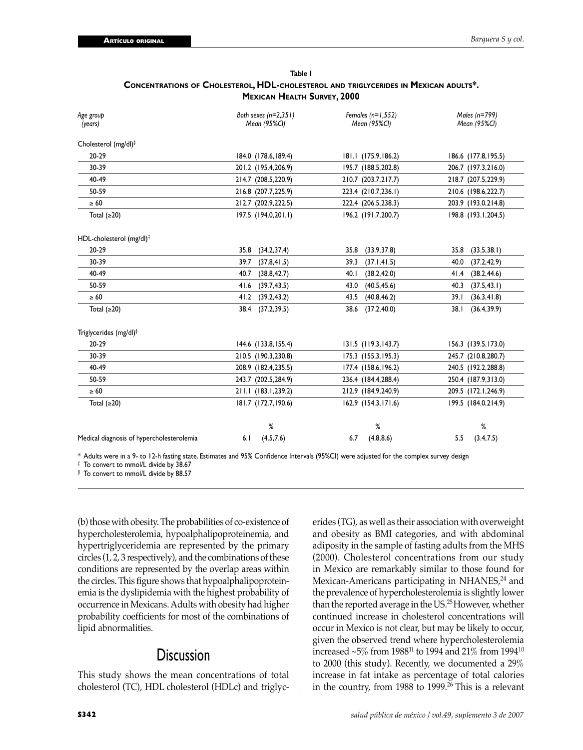**Table I**

**Concentrations of Cholesterol, HDL-cholesterol and triglycerides in Mexican adults\*. Mexican Health Survey, 2000**

| *Age group (years)* | *Both sexes (n=2,351) Mean (95%CI)* | *Females (n=1,552) Mean (95%CI)* | *Males (n=799) Mean (95%CI)* |
|---|---|---|---|
| Cholesterol (mg/dl)‡ | | | |
| 20-29 | 184.0 (178.6,189.4) | 181.1 (175.9,186.2) | 186.6 (177.8,195.5) |
| 30-39 | 201.2 (195.4,206.9) | 195.7 (188.5,202.8) | 206.7 (197.3,216.0) |
| 40-49 | 214.7 (208.5,220.9) | 210.7 (203.7,217.7) | 218.7 (207.5,229.9) |
| 50-59 | 216.8 (207.7,225.9) | 223.4 (210.7,236.1) | 210.6 (198.6,222.7) |
| ≥ 60 | 212.7 (202.9,222.5) | 222.4 (206.5,238.3) | 203.9 (193.0,214.8) |
| Total (≥20) | 197.5 (194.0,201.1) | 196.2 (191.7,200.7) | 198.8 (193.1,204.5) |
| HDL-cholesterol (mg/dl)‡ | | | |
| 20-29 | 35.8 (34.2,37.4) | 35.8 (33.9,37.8) | 35.8 (33.5,38.1) |
| 30-39 | 39.7 (37.8,41.5) | 39.3 (37.1,41.5) | 40.0 (37.2,42.9) |
| 40-49 | 40.7 (38.8,42.7) | 40.1 (38.2,42.0) | 41.4 (38.2,44.6) |
| 50-59 | 41.6 (39.7,43.5) | 43.0 (40.5,45.6) | 40.3 (37.5,43.1) |
| ≥ 60 | 41.2 (39.2,43.2) | 43.5 (40.8,46.2) | 39.1 (36.3,41.8) |
| Total (≥20) | 38.4 (37.2,39.5) | 38.6 (37.2,40.0) | 38.1 (36.4,39.9) |
| Triglycerides (mg/dl)§ | | | |
| 20-29 | 144.6 (133.8,155.4) | 131.5 (119.3,143.7) | 156.3 (139.5,173.0) |
| 30-39 | 210.5 (190.3,230.8) | 175.3 (155.3,195.3) | 245.7 (210.8,280.7) |
| 40-49 | 208.9 (182.4,235.5) | 177.4 (158.6,196.2) | 240.5 (192.2,288.8) |
| 50-59 | 243.7 (202.5,284.9) | 236.4 (184.4,288.4) | 250.4 (187.9,313.0) |
| ≥ 60 | 211.1 (183.1,239.2) | 212.9 (184.9,240.9) | 209.5 (172.1,246.9) |
| Total (≥20) | 181.7 (172.7,190.6) | 162.9 (154.3,171.6) | 199.5 (184.0,214.9) |
| | % | % | % |
| Medical diagnosis of hypercholesterolemia | 6.1 (4.5,7.6) | 6.7 (4.8,8.6) | 5.5 (3.4,7.5) |

\* Adults were in a 9- to 12-h fasting state. Estimates and 95% Confidence Intervals (95%CI) were adjusted for the complex survey design

‡ To convert to mmol/L divide by 38.67

§ To convert to mmol/L divide by 88.57

(b) those with obesity. The probabilities of co-existence of hypercholesterolemia, hypoalphalipoproteinemia, and hypertriglyceridemia are represented by the primary circles (1, 2, 3 respectively), and the combinations of these conditions are represented by the overlap areas within the circles. This figure shows that hypoalphalipoproteinemia is the dyslipidemia with the highest probability of occurrence in Mexicans. Adults with obesity had higher probability coefficients for most of the combinations of lipid abnormalities.

## Discussion

This study shows the mean concentrations of total cholesterol (TC), HDL cholesterol (HDLc) and triglycerides (TG), as well as their association with overweight and obesity as BMI categories, and with abdominal adiposity in the sample of fasting adults from the MHS (2000). Cholesterol concentrations from our study in Mexico are remarkably similar to those found for Mexican-Americans participating in NHANES,[24] and the prevalence of hypercholesterolemia is slightly lower than the reported average in the US.[25] However, whether continued increase in cholesterol concentrations will occur in Mexico is not clear, but may be likely to occur, given the observed trend where hypercholesterolemia increased ~5% from 1988[11] to 1994 and 21% from 1994[10] to 2000 (this study). Recently, we documented a 29% increase in fat intake as percentage of total calories in the country, from 1988 to 1999.[26] This is a relevant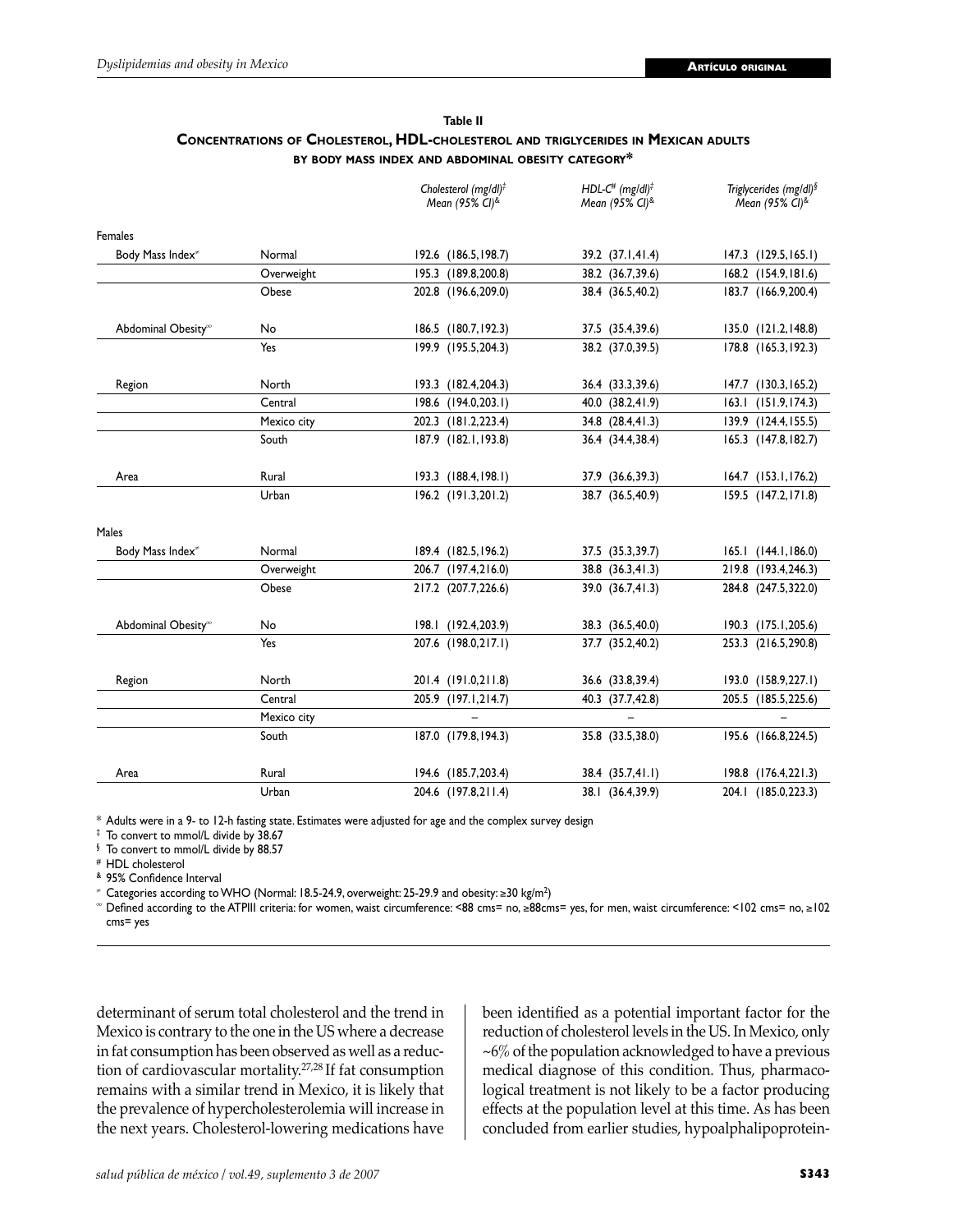**Table II**
**Concentrations of Cholesterol, HDL-cholesterol and triglycerides in Mexican adults by body mass index and abdominal obesity category***

| | | Cholesterol (mg/dl)[‡] Mean (95% CI)[&] | HDL-C[#] (mg/dl)[‡] Mean (95% CI)[&] | Triglycerides (mg/dl)[§] Mean (95% CI)[&] |
|---|---|---|---|---|
| Females | | | | |
| Body Mass Index[≠] | Normal | 192.6 (186.5,198.7) | 39.2 (37.1,41.4) | 147.3 (129.5,165.1) |
| | Overweight | 195.3 (189.8,200.8) | 38.2 (36.7,39.6) | 168.2 (154.9,181.6) |
| | Obese | 202.8 (196.6,209.0) | 38.4 (36.5,40.2) | 183.7 (166.9,200.4) |
| Abdominal Obesity[∞] | No | 186.5 (180.7,192.3) | 37.5 (35.4,39.6) | 135.0 (121.2,148.8) |
| | Yes | 199.9 (195.5,204.3) | 38.2 (37.0,39.5) | 178.8 (165.3,192.3) |
| Region | North | 193.3 (182.4,204.3) | 36.4 (33.3,39.6) | 147.7 (130.3,165.2) |
| | Central | 198.6 (194.0,203.1) | 40.0 (38.2,41.9) | 163.1 (151.9,174.3) |
| | Mexico city | 202.3 (181.2,223.4) | 34.8 (28.4,41.3) | 139.9 (124.4,155.5) |
| | South | 187.9 (182.1,193.8) | 36.4 (34.4,38.4) | 165.3 (147.8,182.7) |
| Area | Rural | 193.3 (188.4,198.1) | 37.9 (36.6,39.3) | 164.7 (153.1,176.2) |
| | Urban | 196.2 (191.3,201.2) | 38.7 (36.5,40.9) | 159.5 (147.2,171.8) |
| Males | | | | |
| Body Mass Index[≠] | Normal | 189.4 (182.5,196.2) | 37.5 (35.3,39.7) | 165.1 (144.1,186.0) |
| | Overweight | 206.7 (197.4,216.0) | 38.8 (36.3,41.3) | 219.8 (193.4,246.3) |
| | Obese | 217.2 (207.7,226.6) | 39.0 (36.7,41.3) | 284.8 (247.5,322.0) |
| Abdominal Obesity[∞] | No | 198.1 (192.4,203.9) | 38.3 (36.5,40.0) | 190.3 (175.1,205.6) |
| | Yes | 207.6 (198.0,217.1) | 37.7 (35.2,40.2) | 253.3 (216.5,290.8) |
| Region | North | 201.4 (191.0,211.8) | 36.6 (33.8,39.4) | 193.0 (158.9,227.1) |
| | Central | 205.9 (197.1,214.7) | 40.3 (37.7,42.8) | 205.5 (185.5,225.6) |
| | Mexico city | – | – | – |
| | South | 187.0 (179.8,194.3) | 35.8 (33.5,38.0) | 195.6 (166.8,224.5) |
| Area | Rural | 194.6 (185.7,203.4) | 38.4 (35.7,41.1) | 198.8 (176.4,221.3) |
| | Urban | 204.6 (197.8,211.4) | 38.1 (36.4,39.9) | 204.1 (185.0,223.3) |

\* Adults were in a 9- to 12-h fasting state. Estimates were adjusted for age and the complex survey design

‡ To convert to mmol/L divide by 38.67

§ To convert to mmol/L divide by 88.57

\# HDL cholesterol

& 95% Confidence Interval

≠ Categories according to WHO (Normal: 18.5-24.9, overweight: 25-29.9 and obesity: ≥30 kg/m$^2$)

∞ Defined according to the ATPIII criteria: for women, waist circumference: <88 cms= no, ≥88cms= yes, for men, waist circumference: <102 cms= no, ≥102 cms= yes

determinant of serum total cholesterol and the trend in Mexico is contrary to the one in the US where a decrease in fat consumption has been observed as well as a reduction of cardiovascular mortality.[27,28] If fat consumption remains with a similar trend in Mexico, it is likely that the prevalence of hypercholesterolemia will increase in the next years. Cholesterol-lowering medications have been identified as a potential important factor for the reduction of cholesterol levels in the US. In Mexico, only ~6% of the population acknowledged to have a previous medical diagnose of this condition. Thus, pharmacological treatment is not likely to be a factor producing effects at the population level at this time. As has been concluded from earlier studies, hypoalphalipoprotein-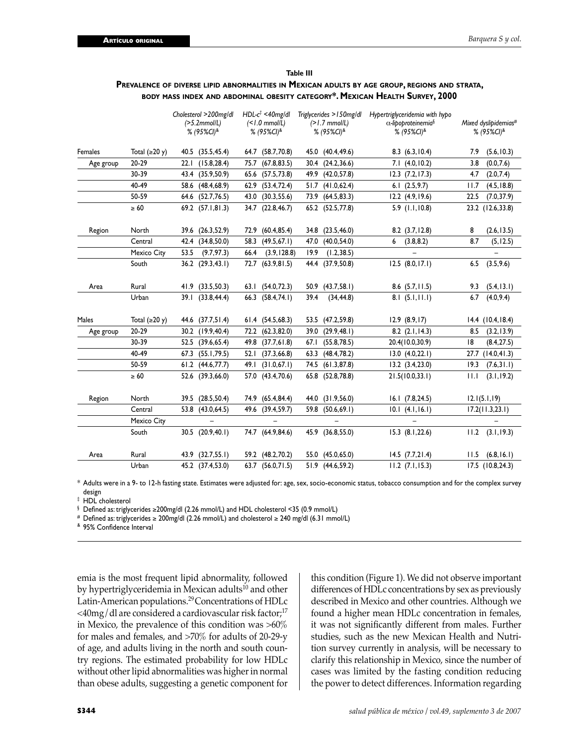**Table III**

**Prevalence of diverse lipid abnormalities in Mexican adults by age group, regions and strata, body mass index and abdominal obesity category*. Mexican Health Survey, 2000**

| | | Cholesterol >200mg/dl (>5.2mmol/L) % (95%CI)[&] | HDL-c[‡] <40mg/dl (<1.0 mmol/L) % (95%CI)[&] | Triglycerides >150mg/dl (>1.7 mmol/L) % (95%CI)[&] | Hypertriglyceridemia with hypo α-lipoproteinemia[§] % (95%CI)[&] | Mixed dyslipidemias[#] % (95%CI)[&] |
|---|---|---|---|---|---|---|
| Females | Total (≥20 y) | 40.5 (35.5,45.4) | 64.7 (58.7,70.8) | 45.0 (40.4,49.6) | 8.3 (6.3,10.4) | 7.9 (5.6,10.3) |
| Age group | 20-29 | 22.1 (15.8,28.4) | 75.7 (67.8,83.5) | 30.4 (24.2,36.6) | 7.1 (4.0,10.2) | 3.8 (0.0,7.6) |
| | 30-39 | 43.4 (35.9,50.9) | 65.6 (57.5,73.8) | 49.9 (42.0,57.8) | 12.3 (7.2,17.3) | 4.7 (2.0,7.4) |
| | 40-49 | 58.6 (48.4,68.9) | 62.9 (53.4,72.4) | 51.7 (41.0,62.4) | 6.1 (2.5,9.7) | 11.7 (4.5,18.8) |
| | 50-59 | 64.6 (52.7,76.5) | 43.0 (30.3,55.6) | 73.9 (64.5,83.3) | 12.2 (4.9,19.6) | 22.5 (7.0,37.9) |
| | ≥ 60 | 69.2 (57.1,81.3) | 34.7 (22.8,46.7) | 65.2 (52.5,77.8) | 5.9 (1.1,10.8) | 23.2 (12.6,33.8) |
| Region | North | 39.6 (26.3,52.9) | 72.9 (60.4,85.4) | 34.8 (23.5,46.0) | 8.2 (3.7,12.8) | 8 (2.6,13.5) |
| | Central | 42.4 (34.8,50.0) | 58.3 (49.5,67.1) | 47.0 (40.0,54.0) | 6 (3.8,8.2) | 8.7 (5,12.5) |
| | Mexico City | 53.5 (9.7,97.3) | 66.4 (3.9,128.8) | 19.9 (1.2,38.5) | – | – |
| | South | 36.2 (29.3,43.1) | 72.7 (63.9,81.5) | 44.4 (37.9,50.8) | 12.5 (8.0,17.1) | 6.5 (3.5,9.6) |
| Area | Rural | 41.9 (33.5,50.3) | 63.1 (54.0,72.3) | 50.9 (43.7,58.1) | 8.6 (5.7,11.5) | 9.3 (5.4,13.1) |
| | Urban | 39.1 (33.8,44.4) | 66.3 (58.4,74.1) | 39.4 (34,44.8) | 8.1 (5.1,11.1) | 6.7 (4.0,9.4) |
| Males | Total (≥20 y) | 44.6 (37.7,51.4) | 61.4 (54.5,68.3) | 53.5 (47.2,59.8) | 12.9 (8.9,17) | 14.4 (10.4,18.4) |
| Age group | 20-29 | 30.2 (19.9,40.4) | 72.2 (62.3,82.0) | 39.0 (29.9,48.1) | 8.2 (2.1,14.3) | 8.5 (3.2,13.9) |
| | 30-39 | 52.5 (39.6,65.4) | 49.8 (37.7,61.8) | 67.1 (55.8,78.5) | 20.4(10.0,30.9) | 18 (8.4,27.5) |
| | 40-49 | 67.3 (55.1,79.5) | 52.1 (37.3,66.8) | 63.3 (48.4,78.2) | 13.0 (4.0,22.1) | 27.7 (14.0,41.3) |
| | 50-59 | 61.2 (44.6,77.7) | 49.1 (31.0,67.1) | 74.5 (61.3,87.8) | 13.2 (3.4,23.0) | 19.3 (7.6,31.1) |
| | ≥ 60 | 52.6 (39.3,66.0) | 57.0 (43.4,70.6) | 65.8 (52.8,78.8) | 21.5(10.0,33.1) | 11.1 (3.1,19.2) |
| Region | North | 39.5 (28.5,50.4) | 74.9 (65.4,84.4) | 44.0 (31.9,56.0) | 16.1 (7.8,24.5) | 12.1(5.1,19) |
| | Central | 53.8 (43.0,64.5) | 49.6 (39.4,59.7) | 59.8 (50.6,69.1) | 10.1 (4.1,16.1) | 17.2(11.3,23.1) |
| | Mexico City | – | – | – | – | – |
| | South | 30.5 (20.9,40.1) | 74.7 (64.9,84.6) | 45.9 (36.8,55.0) | 15.3 (8.1,22.6) | 11.2 (3.1,19.3) |
| Area | Rural | 43.9 (32.7,55.1) | 59.2 (48.2,70.2) | 55.0 (45.0,65.0) | 14.5 (7.7,21.4) | 11.5 (6.8,16.1) |
| | Urban | 45.2 (37.4,53.0) | 63.7 (56.0,71.5) | 51.9 (44.6,59.2) | 11.2 (7.1,15.3) | 17.5 (10.8,24.3) |

\* Adults were in a 9- to 12-h fasting state. Estimates were adjusted for: age, sex, socio-economic status, tobacco consumption and for the complex survey design

‡ HDL cholesterol

§ Defined as: triglycerides ≥200mg/dl (2.26 mmol/L) and HDL cholesterol <35 (0.9 mmol/L)

\# Defined as: triglycerides ≥ 200mg/dl (2.26 mmol/L) and cholesterol ≥ 240 mg/dl (6.31 mmol/L)

& 95% Confidence Interval

emia is the most frequent lipid abnormality, followed by hypertriglyceridemia in Mexican adults[10] and other Latin-American populations.[29] Concentrations of HDLc <40mg/dl are considered a cardiovascular risk factor;[17] in Mexico, the prevalence of this condition was >60% for males and females, and >70% for adults of 20-29-y of age, and adults living in the north and south country regions. The estimated probability for low HDLc without other lipid abnormalities was higher in normal than obese adults, suggesting a genetic component for this condition (Figure 1). We did not observe important differences of HDLc concentrations by sex as previously described in Mexico and other countries. Although we found a higher mean HDLc concentration in females, it was not significantly different from males. Further studies, such as the new Mexican Health and Nutrition survey currently in analysis, will be necessary to clarify this relationship in Mexico, since the number of cases was limited by the fasting condition reducing the power to detect differences. Information regarding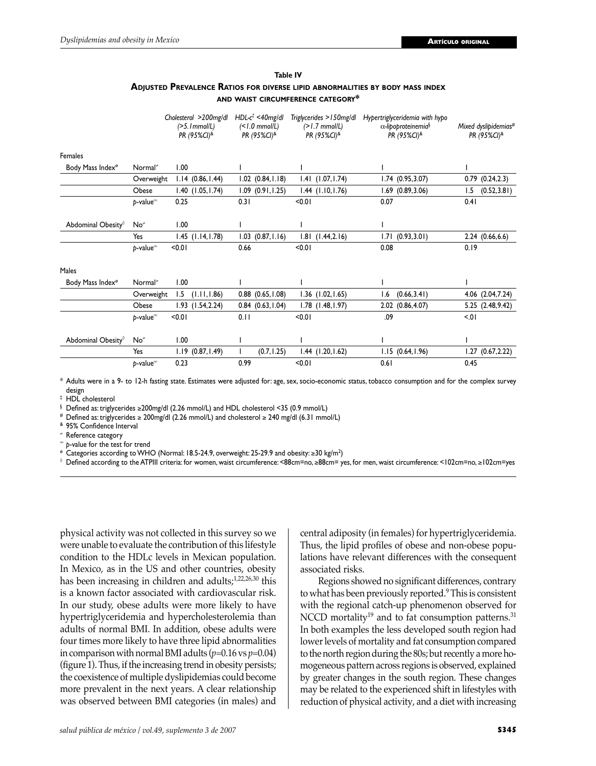**Table IV**

**Adjusted Prevalence Ratios for diverse lipid abnormalities by body mass index and waist circumference category***

| | | *Cholesterol >200mg/dl (>5.1mmol/L) PR (95%CI)*[&] | *HDL-c*[‡] *<40mg/dl (<1.0 mmol/L) PR (95%CI)*[&] | *Triglycerides >150mg/dl (>1.7 mmol/L) PR (95%CI)*[&] | *Hypertriglyceridemia with hypo α-lipoproteinemia*[§] *PR (95%CI)*[&] | *Mixed dyslipidemias*[#] *PR (95%CI)*[&] |
|---|---|---|---|---|---|---|
| Females | | | | | | |
| Body Mass Index[ø] | Normal[≠] | 1.00 | 1 | 1 | 1 | 1 |
| | Overweight | 1.14 (0.86,1.44) | 1.02 (0.84,1.18) | 1.41 (1.07,1.74) | 1.74 (0.95,3.07) | 0.79 (0.24,2.3) |
| | Obese | 1.40 (1.05,1.74) | 1.09 (0.91,1.25) | 1.44 (1.10,1.76) | 1.69 (0.89,3.06) | 1.5 (0.52,3.81) |
| | *p*-value[∞] | 0.25 | 0.31 | <0.01 | 0.07 | 0.41 |
| Abdominal Obesity[◊] | No[≠] | 1.00 | 1 | 1 | 1 | |
| | Yes | 1.45 (1.14,1.78) | 1.03 (0.87,1.16) | 1.81 (1.44,2.16) | 1.71 (0.93,3.01) | 2.24 (0.66,6.6) |
| | *p*-value[∞] | <0.01 | 0.66 | <0.01 | 0.08 | 0.19 |
| Males | | | | | | |
| Body Mass Index[ø] | Normal[≠] | 1.00 | 1 | 1 | 1 | 1 |
| | Overweight | 1.5 (1.11,1.86) | 0.88 (0.65,1.08) | 1.36 (1.02,1.65) | 1.6 (0.66,3.41) | 4.06 (2.04,7.24) |
| | Obese | 1.93 (1.54,2.24) | 0.84 (0.63,1.04) | 1.78 (1.48,1.97) | 2.02 (0.86,4.07) | 5.25 (2.48,9.42) |
| | *p*-value[∞] | <0.01 | 0.11 | <0.01 | .09 | <.01 |
| Abdominal Obesity[◊] | No[≠] | 1.00 | 1 | 1 | 1 | 1 |
| | Yes | 1.19 (0.87,1.49) | 1 (0.7,1.25) | 1.44 (1.20,1.62) | 1.15 (0.64,1.96) | 1.27 (0.67,2.22) |
| | *p*-value[∞] | 0.23 | 0.99 | <0.01 | 0.61 | 0.45 |

\* Adults were in a 9- to 12-h fasting state. Estimates were adjusted for: age, sex, socio-economic status, tobacco consumption and for the complex survey design

‡ HDL cholesterol

§ Defined as: triglycerides ≥200mg/dl (2.26 mmol/L) and HDL cholesterol <35 (0.9 mmol/L)

\# Defined as: triglycerides ≥ 200mg/dl (2.26 mmol/L) and cholesterol ≥ 240 mg/dl (6.31 mmol/L)

& 95% Confidence Interval

≠ Reference category

∞ *p*-value for the test for trend

ø Categories according to WHO (Normal: 18.5-24.9, overweight: 25-29.9 and obesity: ≥30 kg/m$^2$)

◊ Defined according to the ATPIII criteria: for women, waist circumference: <88cm=no, ≥88cm= yes, for men, waist circumference: <102cm=no, ≥102cm=yes

physical activity was not collected in this survey so we were unable to evaluate the contribution of this lifestyle condition to the HDLc levels in Mexican population. In Mexico, as in the US and other countries, obesity has been increasing in children and adults;[1,22,26,30] this is a known factor associated with cardiovascular risk. In our study, obese adults were more likely to have hypertriglyceridemia and hypercholesterolemia than adults of normal BMI. In addition, obese adults were four times more likely to have three lipid abnormalities in comparison with normal BMI adults ($p$=0.16 vs $p$=0.04) (figure 1). Thus, if the increasing trend in obesity persists; the coexistence of multiple dyslipidemias could become more prevalent in the next years. A clear relationship was observed between BMI categories (in males) and central adiposity (in females) for hypertriglyceridemia. Thus, the lipid profiles of obese and non-obese populations have relevant differences with the consequent associated risks.

Regions showed no significant differences, contrary to what has been previously reported.[9] This is consistent with the regional catch-up phenomenon observed for NCCD mortality[19] and to fat consumption patterns.[31] In both examples the less developed south region had lower levels of mortality and fat consumption compared to the north region during the 80s; but recently a more homogeneous pattern across regions is observed, explained by greater changes in the south region. These changes may be related to the experienced shift in lifestyles with reduction of physical activity, and a diet with increasing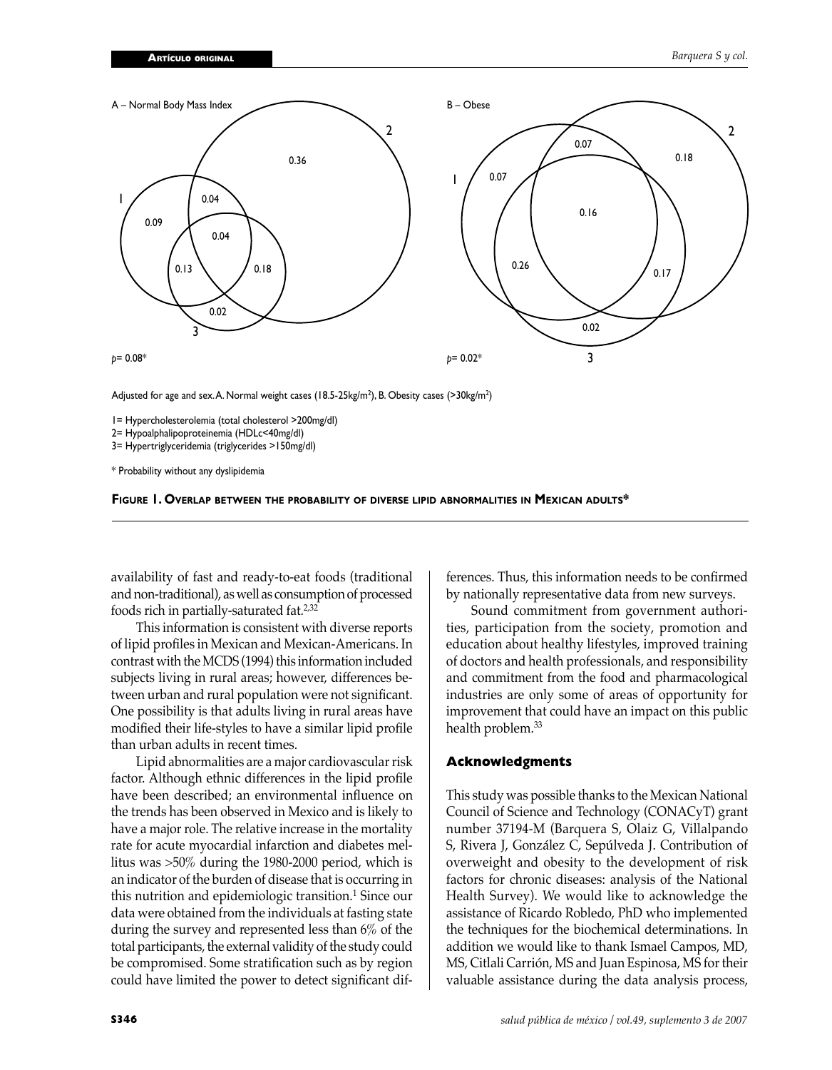A – Normal Body Mass Index

B – Obese

*p*= 0.08*

*p*= 0.02*

Adjusted for age and sex. A. Normal weight cases (18.5-25kg/m$^2$), B. Obesity cases (>30kg/m$^2$)

1= Hypercholesterolemia (total cholesterol >200mg/dl)
2= Hypoalphalipoproteinemia (HDLc<40mg/dl)
3= Hypertriglyceridemia (triglycerides >150mg/dl)

* Probability without any dyslipidemia

**FIGURE 1. OVERLAP BETWEEN THE PROBABILITY OF DIVERSE LIPID ABNORMALITIES IN MEXICAN ADULTS***

availability of fast and ready-to-eat foods (traditional and non-traditional), as well as consumption of processed foods rich in partially-saturated fat.[2,32]

This information is consistent with diverse reports of lipid profiles in Mexican and Mexican-Americans. In contrast with the MCDS (1994) this information included subjects living in rural areas; however, differences between urban and rural population were not significant. One possibility is that adults living in rural areas have modified their life-styles to have a similar lipid profile than urban adults in recent times.

Lipid abnormalities are a major cardiovascular risk factor. Although ethnic differences in the lipid profile have been described; an environmental influence on the trends has been observed in Mexico and is likely to have a major role. The relative increase in the mortality rate for acute myocardial infarction and diabetes mellitus was >50% during the 1980-2000 period, which is an indicator of the burden of disease that is occurring in this nutrition and epidemiologic transition.[1] Since our data were obtained from the individuals at fasting state during the survey and represented less than 6% of the total participants, the external validity of the study could be compromised. Some stratification such as by region could have limited the power to detect significant differences. Thus, this information needs to be confirmed by nationally representative data from new surveys.

Sound commitment from government authorities, participation from the society, promotion and education about healthy lifestyles, improved training of doctors and health professionals, and responsibility and commitment from the food and pharmacological industries are only some of areas of opportunity for improvement that could have an impact on this public health problem.[33]

## Acknowledgments

This study was possible thanks to the Mexican National Council of Science and Technology (CONACyT) grant number 37194-M (Barquera S, Olaiz G, Villalpando S, Rivera J, González C, Sepúlveda J. Contribution of overweight and obesity to the development of risk factors for chronic diseases: analysis of the National Health Survey). We would like to acknowledge the assistance of Ricardo Robledo, PhD who implemented the techniques for the biochemical determinations. In addition we would like to thank Ismael Campos, MD, MS, Citlali Carrión, MS and Juan Espinosa, MS for their valuable assistance during the data analysis process,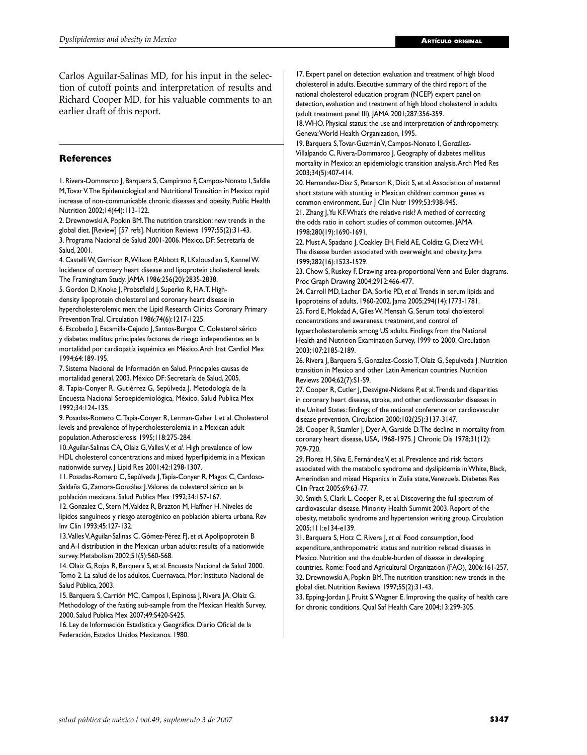Carlos Aguilar-Salinas MD, for his input in the selection of cutoff points and interpretation of results and Richard Cooper MD, for his valuable comments to an earlier draft of this report.

## References

1. Rivera-Dommarco J, Barquera S, Campirano F, Campos-Nonato I, Safdie M, Tovar V. The Epidemiological and Nutritional Transition in Mexico: rapid increase of non-communicable chronic diseases and obesity. Public Health Nutrition 2002;14(44):113-122.

2. Drewnowski A, Popkin BM. The nutrition transition: new trends in the global diet. [Review] [57 refs]. Nutrition Reviews 1997;55(2):31-43.

3. Programa Nacional de Salud 2001-2006. México, DF: Secretaría de Salud, 2001.

4. Castelli W, Garrison R, Wilson P, Abbott R, LKalousdian S, Kannel W. Incidence of coronary heart disease and lipoprotein cholesterol levels. The Framingham Study. JAMA 1986;256(20):2835-2838.

5. Gordon D, Knoke J, Probstfield J, Superko R, HA. T. High-density lipoprotein cholesterol and coronary heart disease in hypercholesterolemic men: the Lipid Research Clinics Coronary Primary Prevention Trial. Circulation 1986;74(6):1217-1225.

6. Escobedo J, Escamilla-Cejudo J, Santos-Burgoa C. Colesterol sérico y diabetes mellitus: principales factores de riesgo independientes en la mortalidad por cardiopatía isquémica en México. Arch Inst Cardiol Mex 1994;64:189-195.

7. Sistema Nacional de Información en Salud. Principales causas de mortalidad general, 2003. México DF: Secretaría de Salud, 2005.

8. Tapia-Conyer R, Gutiérrez G, Sepúlveda J. Metodología de la Encuesta Nacional Seroepidemiológica, México. Salud Publica Mex 1992;34:124-135.

9. Posadas-Romero C, Tapia-Conyer R, Lerman-Gaber I, et al. Cholesterol levels and prevalence of hypercholesterolemia in a Mexican adult population. Atherosclerosis 1995;118:275-284.

10. Aguilar-Salinas CA, Olaiz G, Valles V, *et al.* High prevalence of low HDL cholesterol concentrations and mixed hyperlipidemia in a Mexican nationwide survey. J Lipid Res 2001;42:1298-1307.

11. Posadas-Romero C, Sepúlveda J, Tapia-Conyer R, Magos C, Cardoso-Saldaña G, Zamora-González J. Valores de colesterol sérico en la población mexicana. Salud Publica Mex 1992;34:157-167.

12. Gonzalez C, Stern M, Valdez R, Brazton M, Haffner H. Niveles de lípidos sanguíneos y riesgo aterogénico en población abierta urbana. Rev Inv Clin 1993;45:127-132.

13. Valles V, Aguilar-Salinas C, Gómez-Pérez FJ, *et al.* Apolipoprotein B and A-I distribution in the Mexican urban adults: results of a nationwide survey. Metabolism 2002;51(5):560-568.

14. Olaiz G, Rojas R, Barquera S, et al. Encuesta Nacional de Salud 2000. Tomo 2. La salud de los adultos. Cuernavaca, Mor: Instituto Nacional de Salud Pública, 2003.

15. Barquera S, Carrión MC, Campos I, Espinosa J, Rivera JA, Olaiz G. Methodology of the fasting sub-sample from the Mexican Health Survey, 2000. Salud Publica Mex 2007;49:S420-S425.

16. Ley de Información Estadística y Geográfica. Diario Oficial de la Federación, Estados Unidos Mexicanos. 1980.

17. Expert panel on detection evaluation and treatment of high blood cholesterol in adults. Executive summary of the third report of the national cholesterol education program (NCEP) expert panel on detection, evaluation and treatment of high blood cholesterol in adults (adult treatment panel III). JAMA 2001;287:356-359.

18. WHO. Physical status: the use and interpretation of anthropometry. Geneva: World Health Organization, 1995.

19. Barquera S, Tovar-Guzmán V, Campos-Nonato I, González-Villalpando C, Rivera-Dommarco J. Geography of diabetes mellitus mortality in Mexico: an epidemiologic transition analysis. Arch Med Res 2003;34(5):407-414.

20. Hernandez-Diaz S, Peterson K, Dixit S, et al. Association of maternal short stature with stunting in Mexican children: common genes vs common environment. Eur J Clin Nutr 1999;53:938-945.

21. Zhang J, Yu KF. What's the relative risk? A method of correcting the odds ratio in cohort studies of common outcomes. JAMA 1998;280(19):1690-1691.

22. Must A, Spadano J, Coakley EH, Field AE, Colditz G, Dietz WH. The disease burden associated with overweight and obesity. Jama 1999;282(16):1523-1529.

23. Chow S, Ruskey F. Drawing area-proportional Venn and Euler diagrams. Proc Graph Drawing 2004;2912:466-477.

24. Carroll MD, Lacher DA, Sorlie PD, *et al.* Trends in serum lipids and lipoproteins of adults, 1960-2002. Jama 2005;294(14):1773-1781.

25. Ford E, Mokdad A, Giles W, Mensah G. Serum total cholesterol concentrations and awareness, treatment, and control of hypercholesterolemia among US adults. Findings from the National Health and Nutrition Examination Survey, 1999 to 2000. Circulation 2003;107:2185-2189.

26. Rivera J, Barquera S, Gonzalez-Cossio T, Olaiz G, Sepulveda J. Nutrition transition in Mexico and other Latin American countries. Nutrition Reviews 2004;62(7):S1-S9.

27. Cooper R, Cutler J, Desvigne-Nickens P, et al. Trends and disparities in coronary heart disease, stroke, and other cardiovascular diseases in the United States: findings of the national conference on cardiovascular disease prevention. Circulation 2000;102(25):3137-3147.

28. Cooper R, Stamler J, Dyer A, Garside D. The decline in mortality from coronary heart disease, USA, 1968-1975. J Chronic Dis 1978;31(12): 709-720.

29. Florez H, Silva E, Fernández V, et al. Prevalence and risk factors associated with the metabolic syndrome and dyslipidemia in White, Black, Amerindian and mixed Hispanics in Zulia state, Venezuela. Diabetes Res Clin Pract 2005;69:63-77.

30. Smith S, Clark L, Cooper R, et al. Discovering the full spectrum of cardiovascular disease. Minority Health Summit 2003. Report of the obesity, metabolic syndrome and hypertension writing group. Circulation 2005;111:e134-e139.

31. Barquera S, Hotz C, Rivera J, *et al.* Food consumption, food expenditure, anthropometric status and nutrition related diseases in Mexico. Nutrition and the double-burden of disease in developing countries. Rome: Food and Agricultural Organization (FAO), 2006:161-257.

32. Drewnowski A, Popkin BM. The nutrition transition: new trends in the global diet. Nutrition Reviews 1997;55(2):31-43.

33. Epping-Jordan J, Pruitt S, Wagner E. Improving the quality of health care for chronic conditions. Qual Saf Health Care 2004;13:299-305.